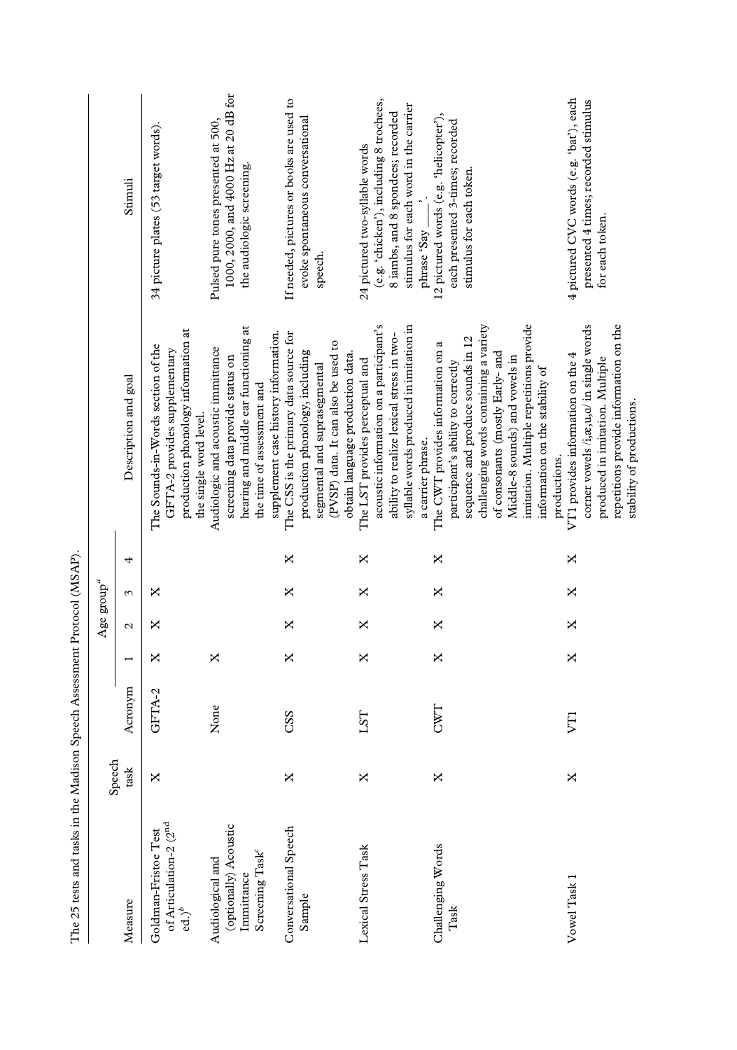The 25 tests and tasks in the Madison Speech Assessment Protocol (MSAP).

| Measure | Speech task | Acronym | Age group[a] | | | | Description and goal | Stimuli |
|---|---|---|---|---|---|---|---|---|
| | | | 1 | 2 | 3 | 4 | | |
| Goldman-Fristoe Test of Articulation-2 (2nd ed.)[b] | X | GFTA-2 | X | X | X | | The Sounds-in-Words section of the GFTA-2 provides supplementary production phonology information at the single word level. | 34 picture plates (53 target words). |
| Audiological and (optionally) Acoustic Immittance Screening Task[c] | | None | X | | | | Audiologic and acoustic immittance screening data provide status on hearing and middle ear functioning at the time of assessment and supplement case history information. | Pulsed pure tones presented at 500, 1000, 2000, and 4000 Hz at 20 dB for the audiologic screening. |
| Conversational Speech Sample | X | CSS | X | X | X | X | The CSS is the primary data source for production phonology, including segmental and suprasegmental (PVSP) data. It can also be used to obtain language production data. | If needed, pictures or books are used to evoke spontaneous conversational speech. |
| Lexical Stress Task | X | LST | X | X | X | X | The LST provides perceptual and acoustic information on a participant's ability to realize lexical stress in two-syllable words produced in imitation in a carrier phrase. | 24 pictured two-syllable words (e.g. 'chicken'), including 8 trochees, 8 iambs, and 8 spondees; recorded stimulus for each word in the carrier phrase 'Say \_\_\_\_'. |
| Challenging Words Task | X | CWT | X | X | X | X | The CWT provides information on a participant's ability to correctly sequence and produce sounds in 12 challenging words containing a variety of consonants (mostly Early- and Middle-8 sounds) and vowels in imitation. Multiple repetitions provide information on the stability of productions. | 12 pictured words (e.g. 'helicopter'), each presented 3-times; recorded stimulus for each token. |
| Vowel Task 1 | X | VT1 | X | X | X | X | VT1 provides information on the 4 corner vowels /i,æ,u,ɑ/ in single words produced in imitation. Multiple repetitions provide information on the stability of productions. | 4 pictured CVC words (e.g. 'bat'), each presented 4 times; recorded stimulus for each token. |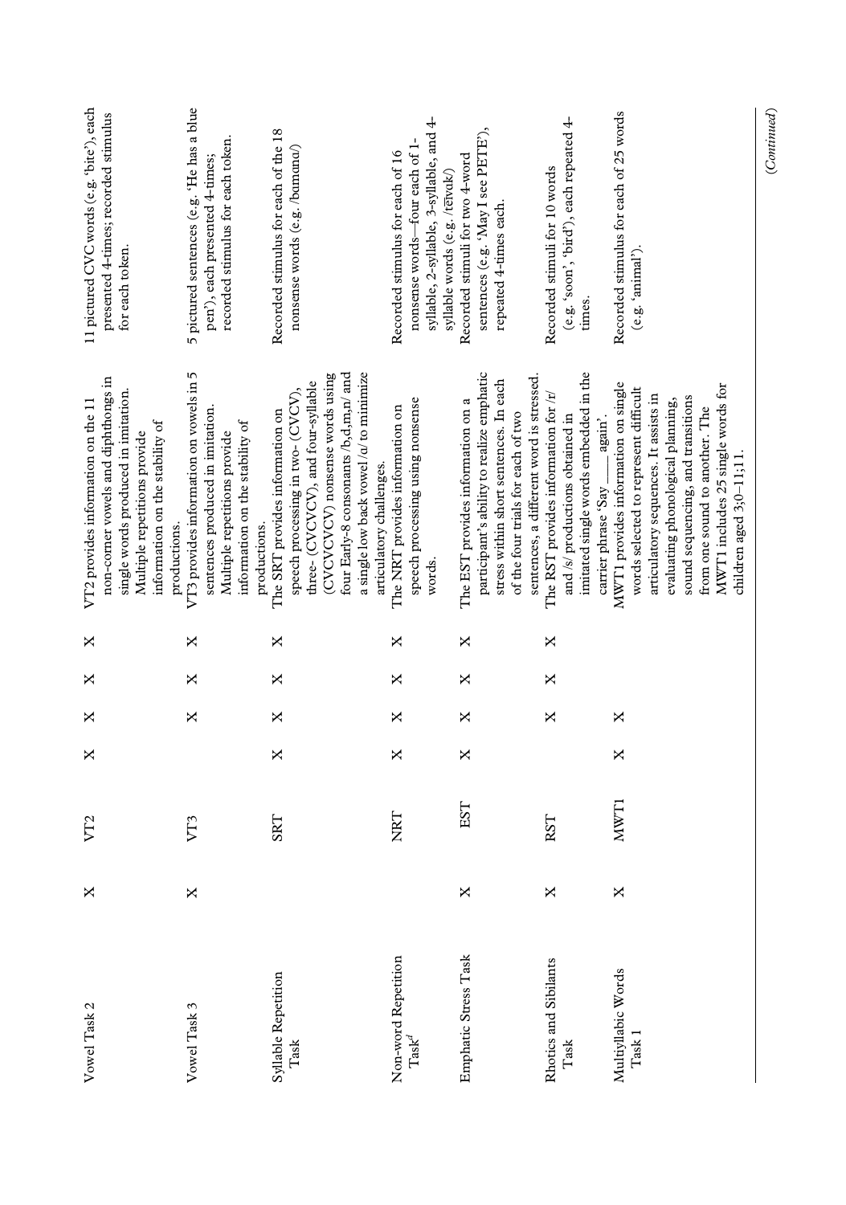| | | | | | | | | |
|---|---|---|---|---|---|---|---|---|
| Vowel Task 2 | X | VT2 | X | X | X | X | VT2 provides information on the 11 non-corner vowels and diphthongs in single words produced in imitation. Multiple repetitions provide information on the stability of productions. | 11 pictured CVC words (e.g. 'bite'), each presented 4-times; recorded stimulus for each token. |
| Vowel Task 3 | X | VT3 | | X | X | X | VT3 provides information on vowels in 5 sentences produced in imitation. Multiple repetitions provide information on the stability of productions. | 5 pictured sentences (e.g. 'He has a blue pen'), each presented 4-times; recorded stimulus for each token. |
| Syllable Repetition Task | X | SRT | X | X | X | X | The SRT provides information on speech processing in two- (CVCV), three- (CVCVCV), and four-syllable (CVCVCVCV) nonsense words using four Early-8 consonants /b,d,m,n/ and a single low back vowel /ɑ/ to minimize articulatory challenges. | Recorded stimulus for each of the 18 nonsense words (e.g. /bɑmɑdɑ/) |
| Non-word Repetition Task[d] | X | NRT | X | X | X | X | The NRT provides information on speech processing using nonsense words. | Recorded stimulus for each of 16 nonsense words—four each of 1-syllable, 2-syllable, 3-syllable, and 4-syllable words (e.g. /teɪvɑk/) |
| Emphatic Stress Task | X | EST | X | X | X | X | The EST provides information on a participant's ability to realize emphatic stress within short sentences. In each of the four trials for each of two sentences, a different word is stressed. | Recorded stimuli for two 4-word sentences (e.g. 'May I see PETE'), repeated 4-times each. |
| Rhotics and Sibilants Task | X | RST | X | X | X | X | The RST provides information for /r/ and /s/ productions obtained in imitated single words embedded in the carrier phrase 'Say ____ again'. | Recorded stimuli for 10 words (e.g. 'soon', 'bird'), each repeated 4-times. |
| Multisyllabic Words Task 1 | X | MWT1 | X | X | | | MWT1 provides information on single words selected to represent difficult articulatory sequences. It assists in evaluating phonological planning, sound sequencing, and transitions from one sound to another. The MWT1 includes 25 single words for children aged 3;0–11;11. | Recorded stimulus for each of 25 words (e.g. 'animal'). |

(*Continued*)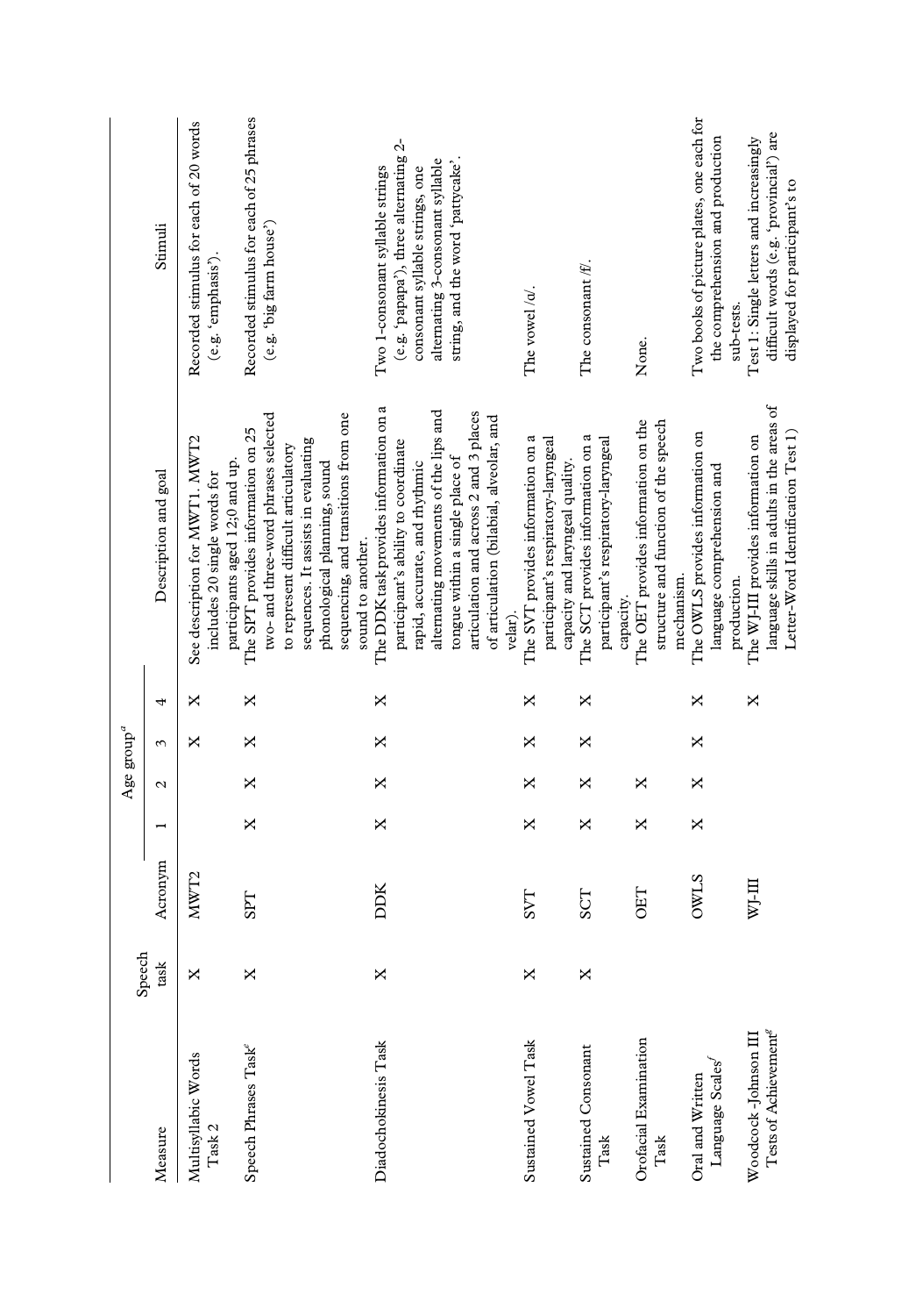| Measure | Speech task | Acronym | Age group[a] | | | | Description and goal | Stimuli |
|---|---|---|---|---|---|---|---|---|
| | | | 1 | 2 | 3 | 4 | | |
| Multisyllabic Words Task 2 | X | MWT2 | | | X | X | See description for MWT1. MWT2 includes 20 single words for participants aged 12;0 and up. | Recorded stimulus for each of 20 words (e.g. 'emphasis'). |
| Speech Phrases Task[e] | X | SPT | X | X | X | X | The SPT provides information on 25 two- and three-word phrases selected to represent difficult articulatory sequences. It assists in evaluating phonological planning, sound sequencing, and transitions from one sound to another. | Recorded stimulus for each of 25 phrases (e.g. 'big farm house') |
| Diadochokinesis Task | X | DDK | X | X | X | X | The DDK task provides information on a participant's ability to coordinate rapid, accurate, and rhythmic alternating movements of the lips and tongue within a single place of articulation and across 2 and 3 places of articulation (bilabial, alveolar, and velar). | Two 1-consonant syllable strings (e.g. 'papapa'), three alternating 2-consonant syllable strings, one alternating 3-consonant syllable string, and the word 'pattycake'. |
| Sustained Vowel Task | X | SVT | X | X | X | X | The SVT provides information on a participant's respiratory-laryngeal capacity and laryngeal quality. | The vowel /ɑ/. |
| Sustained Consonant Task | X | SCT | X | X | X | X | The SCT provides information on a participant's respiratory-laryngeal capacity. | The consonant /f/. |
| Orofacial Examination Task | | OET | X | X | | | The OET provides information on the structure and function of the speech mechanism. | None. |
| Oral and Written Language Scales[f] | | OWLS | X | X | X | X | The OWLS provides information on language comprehension and production. | Two books of picture plates, one each for the comprehension and production sub-tests. |
| Woodcock -Johnson III Tests of Achievement[g] | | WJ-III | | | | X | The WJ-III provides information on language skills in adults in the areas of Letter-Word Identification Test 1) | Test 1: Single letters and increasingly difficult words (e.g. 'provincial') are displayed for participant's to |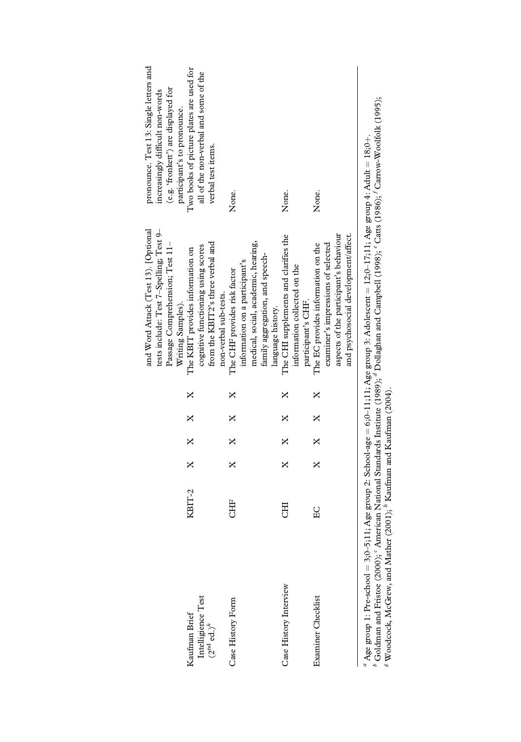| | | | | | | | |
|---|---|---|---|---|---|---|---|
| | | | | | | and Word Attack (Test 13). [Optional tests include: Test 7–Spelling; Test 9–Passage Comprehension; Test 11–Writing Samples). | pronounce. Test 13: Single letters and increasingly difficult non-words (e.g. 'fronkett') are displayed for participant's to pronounce. |
| Kaufman Brief Intelligence Test (2nd ed.)[h] | KBIT-2 | X | X | X | X | The KBIT provides information on cognitive functioning using scores from the KBIT2's three verbal and non-verbal sub-tests. | Two books of picture plates are used for all of the non-verbal and some of the verbal test items. |
| Case History Form | CHF | X | X | X | X | The CHF provides risk factor information on a participant's medical, social, academic, hearing, family aggregation, and speech-language history. | None. |
| Case History Interview | CHI | X | X | X | X | The CHI supplements and clarifies the information collected on the participant's CHF. | None. |
| Examiner Checklist | EC | X | X | X | X | The EC provides information on the examiner's impressions of selected aspects of the participant's behaviour and psychosocial development/affect. | None. |

[a] Age group 1: Pre-school = 3;0–5;11; Age group 2: School-age = 6;0–11;11; Age group 3: Adolescent = 12;0–17;11; Age group 4: Adult = 18;0+.
[b] Goldman and Fristoe (2000); [c] American National Standards Institute (1989); [d] Dollaghan and Campbell (1998); [e] Catts (1986); [f] Carrow-Woolfolk (1995);
[g] Woodcock, McGrew, and Mather (2001); [h] Kaufman and Kaufman (2004).